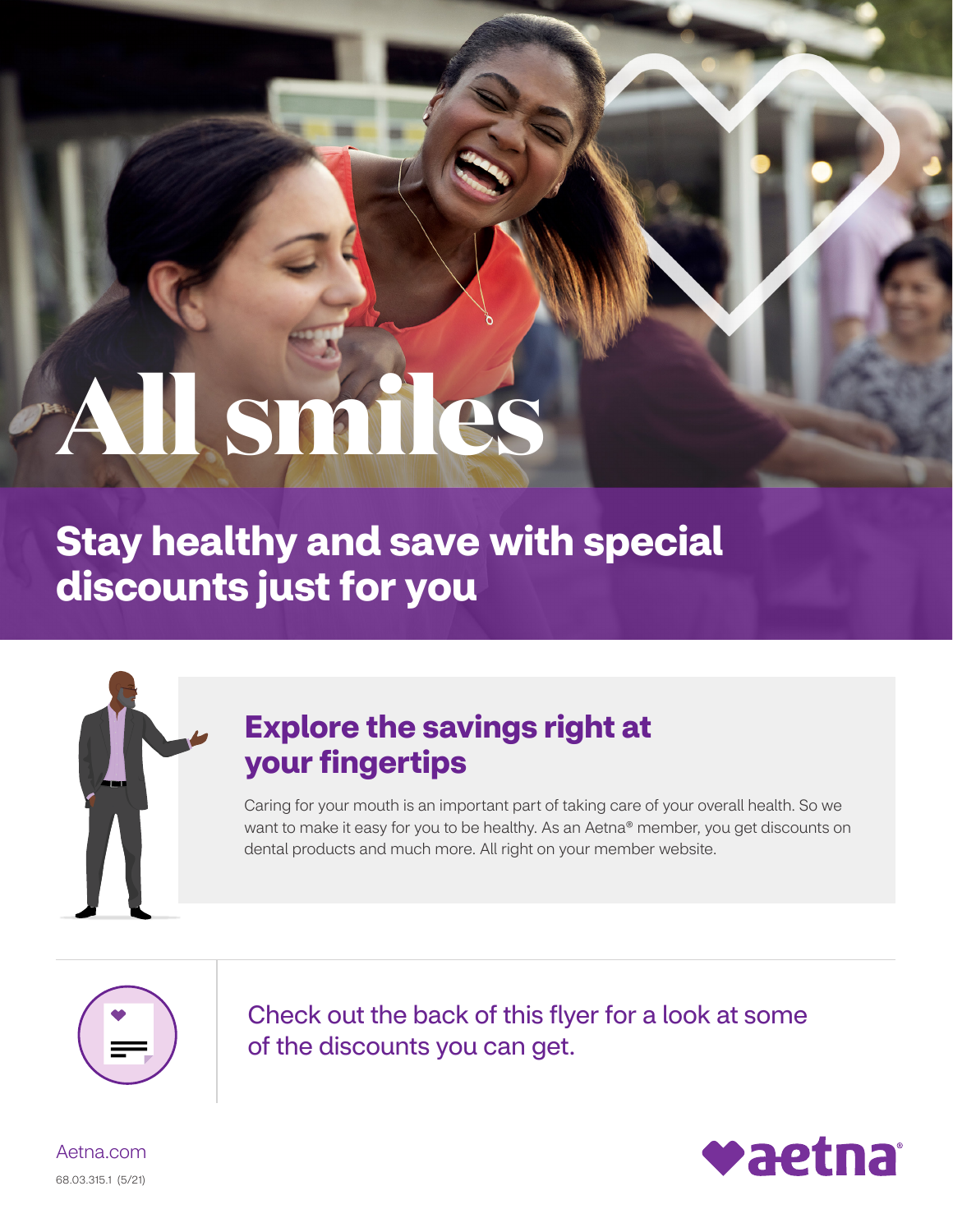# All smiles

## Stay healthy and save with special discounts just for you

### Explore the savings right at your fingertips

Caring for your mouth is an important part of taking care of your overall health. So we want to make it easy for you to be healthy. As an Aetna® member, you get discounts on dental products and much more. All right on your member website.

Check out the back of this flyer for a look at some of the discounts you can get.

Aetna.com

68.03.315.1 (5/21)

aetna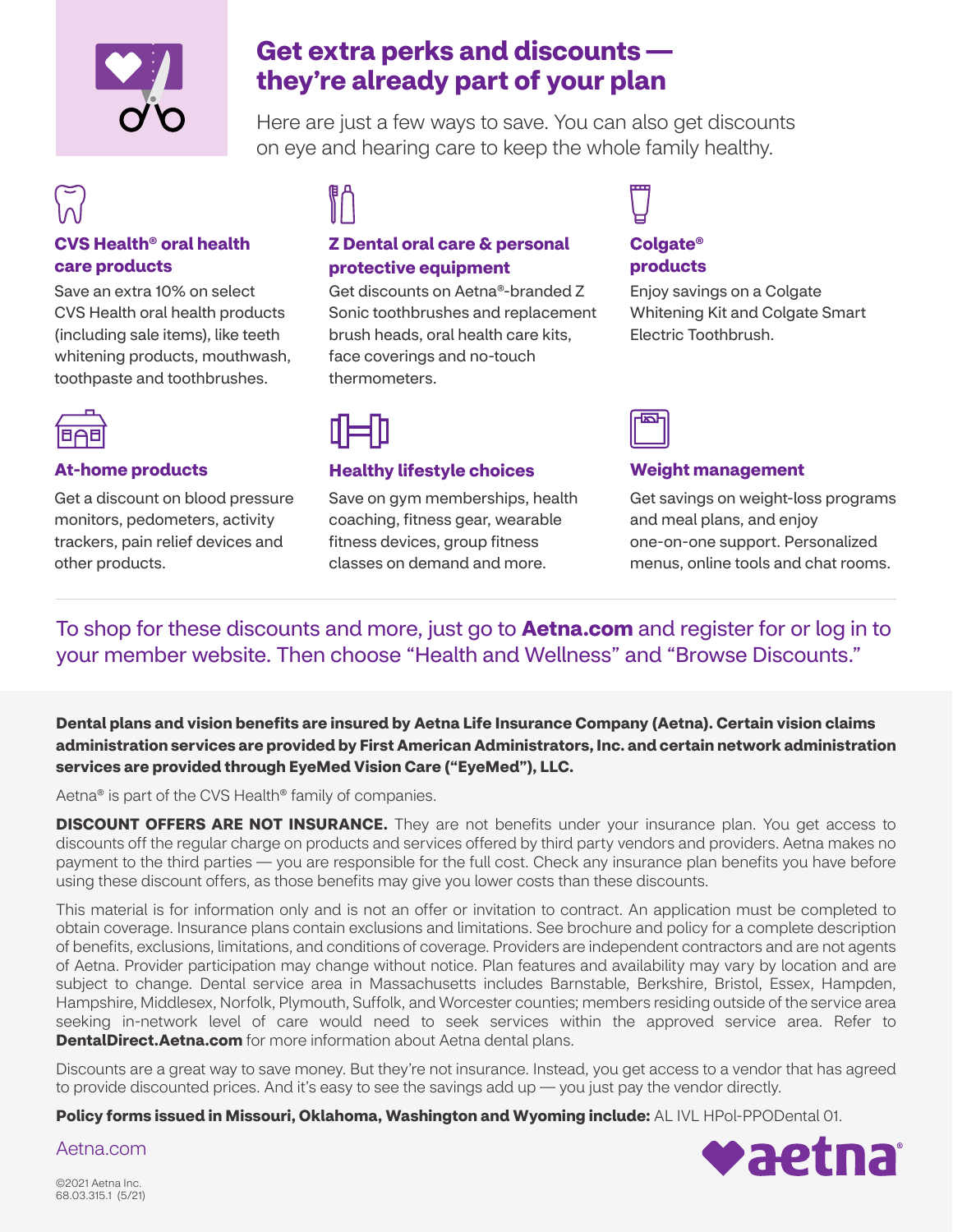# Get extra perks and discounts — they're already part of your plan

Here are just a few ways to save. You can also get discounts on eye and hearing care to keep the whole family healthy.

### CVS Health® oral health care products

Save an extra 10% on select CVS Health oral health products (including sale items), like teeth whitening products, mouthwash, toothpaste and toothbrushes.

### Z Dental oral care & personal protective equipment

Get discounts on Aetna®-branded Z Sonic toothbrushes and replacement brush heads, oral health care kits, face coverings and no-touch thermometers.

### Colgate® products

Enjoy savings on a Colgate Whitening Kit and Colgate Smart Electric Toothbrush.

### At-home products

Get a discount on blood pressure monitors, pedometers, activity trackers, pain relief devices and other products.

### Healthy lifestyle choices

Save on gym memberships, health coaching, fitness gear, wearable fitness devices, group fitness classes on demand and more.

### Weight management

Get savings on weight-loss programs and meal plans, and enjoy one-on-one support. Personalized menus, online tools and chat rooms.

---

To shop for these discounts and more, just go to **Aetna.com** and register for or log in to your member website. Then choose "Health and Wellness" and "Browse Discounts."

**Dental plans and vision benefits are insured by Aetna Life Insurance Company (Aetna). Certain vision claims administration services are provided by First American Administrators, Inc. and certain network administration services are provided through EyeMed Vision Care ("EyeMed"), LLC.**

Aetna® is part of the CVS Health® family of companies.

**DISCOUNT OFFERS ARE NOT INSURANCE.** They are not benefits under your insurance plan. You get access to discounts off the regular charge on products and services offered by third party vendors and providers. Aetna makes no payment to the third parties — you are responsible for the full cost. Check any insurance plan benefits you have before using these discount offers, as those benefits may give you lower costs than these discounts.

This material is for information only and is not an offer or invitation to contract. An application must be completed to obtain coverage. Insurance plans contain exclusions and limitations. See brochure and policy for a complete description of benefits, exclusions, limitations, and conditions of coverage. Providers are independent contractors and are not agents of Aetna. Provider participation may change without notice. Plan features and availability may vary by location and are subject to change. Dental service area in Massachusetts includes Barnstable, Berkshire, Bristol, Essex, Hampden, Hampshire, Middlesex, Norfolk, Plymouth, Suffolk, and Worcester counties; members residing outside of the service area seeking in-network level of care would need to seek services within the approved service area. Refer to **DentalDirect.Aetna.com** for more information about Aetna dental plans.

Discounts are a great way to save money. But they're not insurance. Instead, you get access to a vendor that has agreed to provide discounted prices. And it's easy to see the savings add up — you just pay the vendor directly.

**Policy forms issued in Missouri, Oklahoma, Washington and Wyoming include:** AL IVL HPol-PPODental 01.

Aetna.com

©2021 Aetna Inc.
68.03.315.1 (5/21)